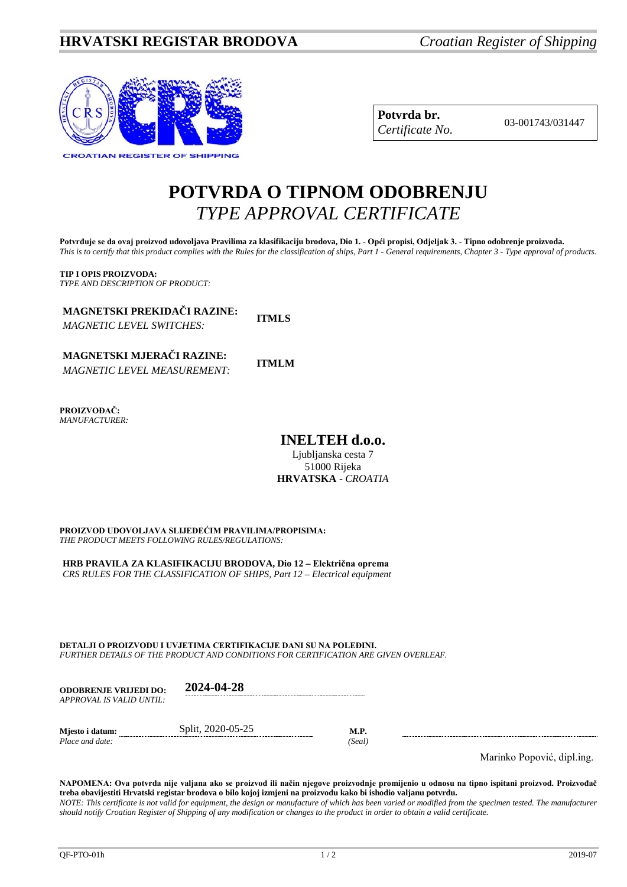**HRVATSKI REGISTAR BRODOVA** *Croatian Register of Shipping*

| **Potvrda br.** *Certificate No.* | 03-001743/031447 |
|---|---|

# POTVRDA O TIPNOM ODOBRENJU
## *TYPE APPROVAL CERTIFICATE*

**Potvrđuje se da ovaj proizvod udovoljava Pravilima za klasifikaciju brodova, Dio 1. - Opći propisi, Odjeljak 3. - Tipno odobrenje proizvoda.**
*This is to certify that this product complies with the Rules for the classification of ships, Part 1 - General requirements, Chapter 3 - Type approval of products.*

**TIP I OPIS PROIZVODA:**
*TYPE AND DESCRIPTION OF PRODUCT:*

**MAGNETSKI PREKIDAČI RAZINE:** **ITMLS**
*MAGNETIC LEVEL SWITCHES:*

**MAGNETSKI MJERAČI RAZINE:** **ITMLM**
*MAGNETIC LEVEL MEASUREMENT:*

**PROIZVOĐAČ:**
*MANUFACTURER:*

**INELTEH d.o.o.**
Ljubljanska cesta 7
51000 Rijeka
**HRVATSKA** - *CROATIA*

**PROIZVOD UDOVOLJAVA SLIJEDEĆIM PRAVILIMA/PROPISIMA:**
*THE PRODUCT MEETS FOLLOWING RULES/REGULATIONS:*

**HRB PRAVILA ZA KLASIFIKACIJU BRODOVA, Dio 12 – Električna oprema**
*CRS RULES FOR THE CLASSIFICATION OF SHIPS, Part 12 – Electrical equipment*

**DETALJI O PROIZVODU I UVJETIMA CERTIFIKACIJE DANI SU NA POLEĐINI.**
*FURTHER DETAILS OF THE PRODUCT AND CONDITIONS FOR CERTIFICATION ARE GIVEN OVERLEAF.*

**ODOBRENJE VRIJEDI DO:** **2024-04-28**
*APPROVAL IS VALID UNTIL:*

**Mjesto i datum:** Split, 2020-05-25 **M.P.**
*Place and date:* *(Seal)*

Marinko Popović, dipl.ing.

**NAPOMENA: Ova potvrda nije valjana ako se proizvod ili način njegove proizvodnje promijenio u odnosu na tipno ispitani proizvod. Proizvođač treba obavijestiti Hrvatski registar brodova o bilo kojoj izmjeni na proizvodu kako bi ishodio valjanu potvrdu.**
*NOTE: This certificate is not valid for equipment, the design or manufacture of which has been varied or modified from the specimen tested. The manufacturer should notify Croatian Register of Shipping of any modification or changes to the product in order to obtain a valid certificate.*

QF-PTO-01h 2019-07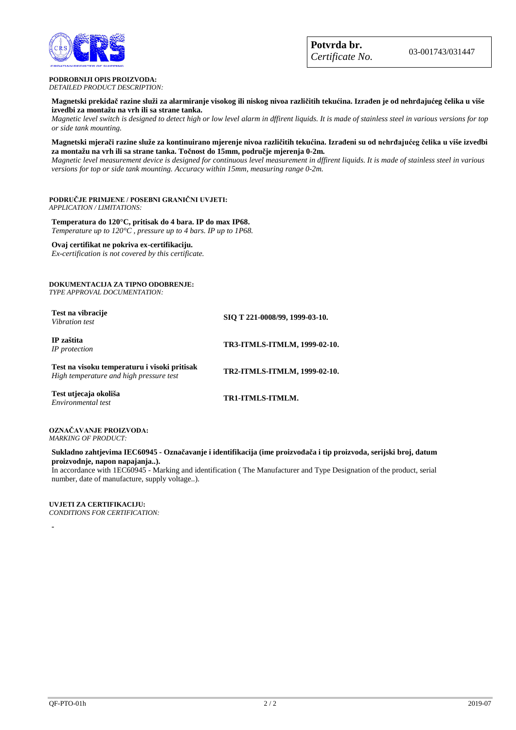**Potvrda br.**
*Certificate No.* 03-001743/031447

**PODROBNIJI OPIS PROIZVODA:**
*DETAILED PRODUCT DESCRIPTION:*

**Magnetski prekidač razine služi za alarmiranje visokog ili niskog nivoa različitih tekućina. Izrađen je od nehrđajućeg čelika u više izvedbi za montažu na vrh ili sa strane tanka.**
*Magnetic level switch is designed to detect high or low level alarm in dffirent liquids. It is made of stainless steel in various versions for top or side tank mounting.*

**Magnetski mjerači razine služe za kontinuirano mjerenje nivoa različitih tekućina. Izrađeni su od nehrđajućeg čelika u više izvedbi za montažu na vrh ili sa strane tanka. Točnost do 15mm, područje mjerenja 0-2m.**
*Magnetic level measurement device is designed for continuous level measurement in dffirent liquids. It is made of stainless steel in various versions for top or side tank mounting. Accuracy within 15mm, measuring range 0-2m.*

**PODRUČJE PRIMJENE / POSEBNI GRANIČNI UVJETI:**
*APPLICATION / LIMITATIONS:*

**Temperatura do 120°C, pritisak do 4 bara. IP do max IP68.**
*Temperature up to 120°C , pressure up to 4 bars. IP up to 1P68.*

**Ovaj certifikat ne pokriva ex-certifikaciju.**
*Ex-certification is not covered by this certificate.*

**DOKUMENTACIJA ZA TIPNO ODOBRENJE:**
*TYPE APPROVAL DOCUMENTATION:*

| | |
|---|---|
| **Test na vibracije** *Vibration test* | **SIQ T 221-0008/99, 1999-03-10.** |
| **IP zaštita** *IP protection* | **TR3-ITMLS-ITMLM, 1999-02-10.** |
| **Test na visoku temperaturu i visoki pritisak** *High temperature and high pressure test* | **TR2-ITMLS-ITMLM, 1999-02-10.** |
| **Test utjecaja okoliša** *Environmental test* | **TR1-ITMLS-ITMLM.** |

**OZNAČAVANJE PROIZVODA:**
*MARKING OF PRODUCT:*

**Sukladno zahtjevima IEC60945 - Označavanje i identifikacija (ime proizvođača i tip proizvoda, serijski broj, datum proizvodnje, napon napajanja..).**
In accordance with 1EC60945 - Marking and identification ( The Manufacturer and Type Designation of the product, serial number, date of manufacture, supply voltage..).

**UVJETI ZA CERTIFIKACIJU:**
*CONDITIONS FOR CERTIFICATION:*

-

QF-PTO-01h 2019-07